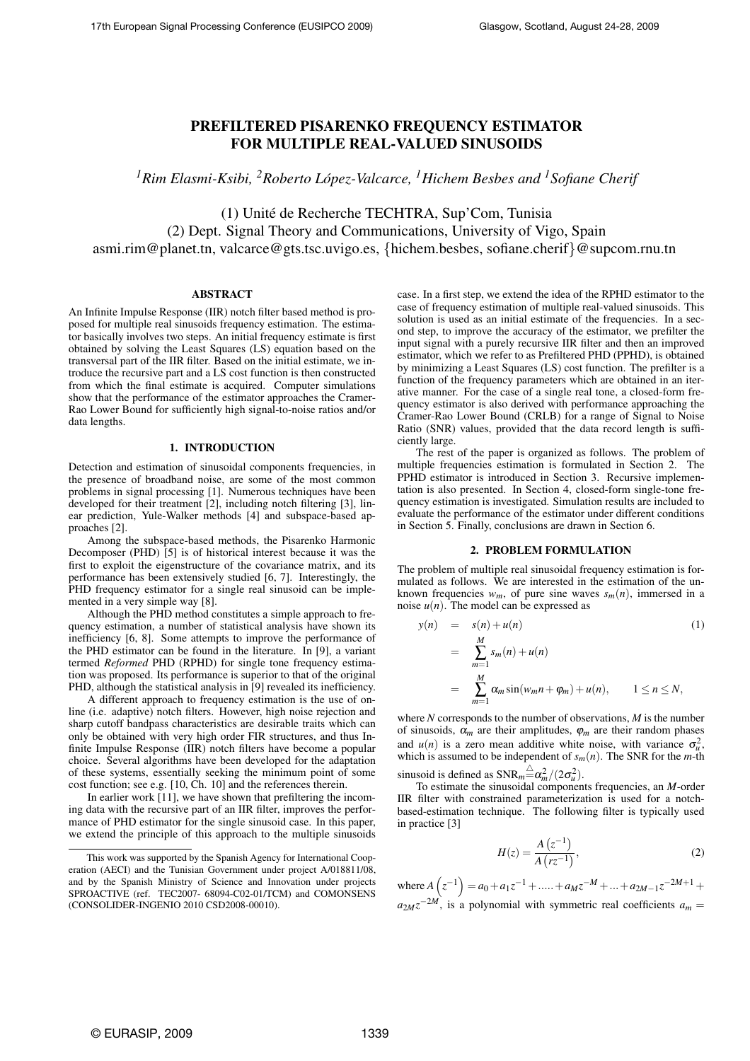# PREFILTERED PISARENKO FREQUENCY ESTIMATOR FOR MULTIPLE REAL-VALUED SINUSOIDS

*[1]Rim Elasmi-Ksibi, [2]Roberto López-Valcarce, [1]Hichem Besbes and [1]Sofiane Cherif*

(1) Unité de Recherche TECHTRA, Sup'Com, Tunisia
(2) Dept. Signal Theory and Communications, University of Vigo, Spain
asmi.rim@planet.tn, valcarce@gts.tsc.uvigo.es, {hichem.besbes, sofiane.cherif}@supcom.rnu.tn

## ABSTRACT

An Infinite Impulse Response (IIR) notch filter based method is proposed for multiple real sinusoids frequency estimation. The estimator basically involves two steps. An initial frequency estimate is first obtained by solving the Least Squares (LS) equation based on the transversal part of the IIR filter. Based on the initial estimate, we introduce the recursive part and a LS cost function is then constructed from which the final estimate is acquired. Computer simulations show that the performance of the estimator approaches the Cramer-Rao Lower Bound for sufficiently high signal-to-noise ratios and/or data lengths.

## 1. INTRODUCTION

Detection and estimation of sinusoidal components frequencies, in the presence of broadband noise, are some of the most common problems in signal processing [1]. Numerous techniques have been developed for their treatment [2], including notch filtering [3], linear prediction, Yule-Walker methods [4] and subspace-based approaches [2].

Among the subspace-based methods, the Pisarenko Harmonic Decomposer (PHD) [5] is of historical interest because it was the first to exploit the eigenstructure of the covariance matrix, and its performance has been extensively studied [6, 7]. Interestingly, the PHD frequency estimator for a single real sinusoid can be implemented in a very simple way [8].

Although the PHD method constitutes a simple approach to frequency estimation, a number of statistical analysis have shown its inefficiency [6, 8]. Some attempts to improve the performance of the PHD estimator can be found in the literature. In [9], a variant termed *Reformed* PHD (RPHD) for single tone frequency estimation was proposed. Its performance is superior to that of the original PHD, although the statistical analysis in [9] revealed its inefficiency.

A different approach to frequency estimation is the use of online (i.e. adaptive) notch filters. However, high noise rejection and sharp cutoff bandpass characteristics are desirable traits which can only be obtained with very high order FIR structures, and thus Infinite Impulse Response (IIR) notch filters have become a popular choice. Several algorithms have been developed for the adaptation of these systems, essentially seeking the minimum point of some cost function; see e.g. [10, Ch. 10] and the references therein.

In earlier work [11], we have shown that prefiltering the incoming data with the recursive part of an IIR filter, improves the performance of PHD estimator for the single sinusoid case. In this paper, we extend the principle of this approach to the multiple sinusoids case. In a first step, we extend the idea of the RPHD estimator to the case of frequency estimation of multiple real-valued sinusoids. This solution is used as an initial estimate of the frequencies. In a second step, to improve the accuracy of the estimator, we prefilter the input signal with a purely recursive IIR filter and then an improved estimator, which we refer to as Prefiltered PHD (PPHD), is obtained by minimizing a Least Squares (LS) cost function. The prefilter is a function of the frequency parameters which are obtained in an iterative manner. For the case of a single real tone, a closed-form frequency estimator is also derived with performance approaching the Cramer-Rao Lower Bound (CRLB) for a range of Signal to Noise Ratio (SNR) values, provided that the data record length is sufficiently large.

The rest of the paper is organized as follows. The problem of multiple frequencies estimation is formulated in Section 2. The PPHD estimator is introduced in Section 3. Recursive implementation is also presented. In Section 4, closed-form single-tone frequency estimation is investigated. Simulation results are included to evaluate the performance of the estimator under different conditions in Section 5. Finally, conclusions are drawn in Section 6.

## 2. PROBLEM FORMULATION

The problem of multiple real sinusoidal frequency estimation is formulated as follows. We are interested in the estimation of the unknown frequencies $w_m$, of pure sine waves $s_m(n)$, immersed in a noise $u(n)$. The model can be expressed as

$$
\begin{aligned}
y(n) &= s(n) + u(n) \qquad (1)\\
&= \sum_{m=1}^{M} s_m(n) + u(n)\\
&= \sum_{m=1}^{M} \alpha_m \sin(w_m n + \varphi_m) + u(n), \qquad 1 \le n \le N,
\end{aligned}
$$

where $N$ corresponds to the number of observations, $M$ is the number of sinusoids, $\alpha_m$ are their amplitudes, $\varphi_m$ are their random phases and $u(n)$ is a zero mean additive white noise, with variance $\sigma_u^2$, which is assumed to be independent of $s_m(n)$. The SNR for the $m$-th sinusoid is defined as $\mathrm{SNR}_m \stackrel{\triangle}{=} \alpha_m^2/(2\sigma_u^2)$.

To estimate the sinusoidal components frequencies, an $M$-order IIR filter with constrained parameterization is used for a notch-based-estimation technique. The following filter is typically used in practice [3]

$$
H(z) = \frac{A\left(z^{-1}\right)}{A\left(rz^{-1}\right)}, \qquad (2)
$$

where $A\left(z^{-1}\right) = a_0 + a_1 z^{-1} + \dots + a_M z^{-M} + \dots + a_{2M-1} z^{-2M+1} + a_{2M} z^{-2M}$, is a polynomial with symmetric real coefficients $a_m =$

This work was supported by the Spanish Agency for International Cooperation (AECI) and the Tunisian Government under project A/018811/08, and by the Spanish Ministry of Science and Innovation under projects SPROACTIVE (ref. TEC2007- 68094-C02-01/TCM) and COMONSENS (CONSOLIDER-INGENIO 2010 CSD2008-00010).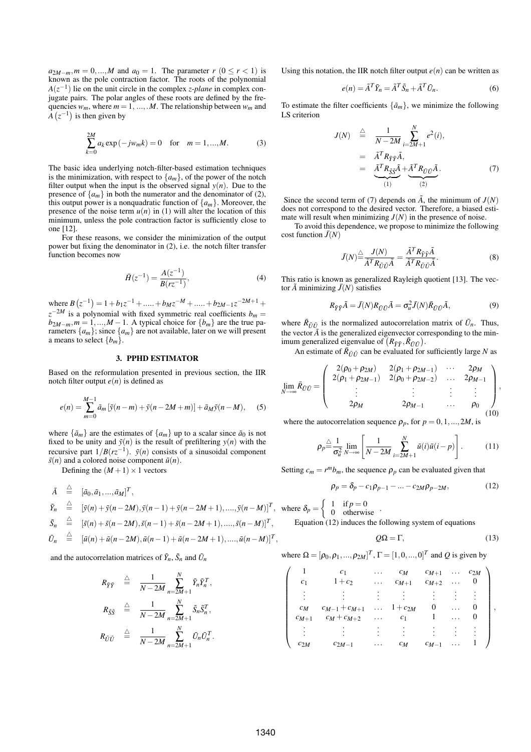$a_{2M-m}, m = 0, ..., M$ and $a_0 = 1$. The parameter $r$ $(0 \leq r < 1)$ is known as the pole contraction factor. The roots of the polynomial $A(z^{-1})$ lie on the unit circle in the complex *z-plane* in complex conjugate pairs. The polar angles of these roots are defined by the frequencies $w_m$, where $m = 1, ..., M$. The relationship between $w_m$ and $A\left(z^{-1}\right)$ is then given by

$$\sum_{k=0}^{2M} a_k \exp\left(-jw_m k\right) = 0 \quad \text{for} \quad m = 1, ..., M. \tag{3}$$

The basic idea underlying notch-filter-based estimation techniques is the minimization, with respect to $\{a_m\}$, of the power of the notch filter output when the input is the observed signal $y(n)$. Due to the presence of $\{a_m\}$ in both the numerator and the denominator of (2), this output power is a nonquadratic function of $\{a_m\}$. Moreover, the presence of the noise term $u(n)$ in (1) will alter the location of this minimum, unless the pole contraction factor is sufficiently close to one [12].

For these reasons, we consider the minimization of the output power but fixing the denominator in (2), i.e. the notch filter transfer function becomes now

$$\bar{H}(z^{-1}) = \frac{A(z^{-1})}{B(rz^{-1})}, \tag{4}$$

where $B\left(z^{-1}\right) = 1 + b_1 z^{-1} + ..... + b_M z^{-M} + ..... + b_{2M-1} z^{-2M+1} + z^{-2M}$ is a polynomial with fixed symmetric real coefficients $b_m = b_{2M-m}, m = 1, ..., M-1$. A typical choice for $\{b_m\}$ are the true parameters $\{a_m\}$; since $\{a_m\}$ are not available, later on we will present a means to select $\{b_m\}$.

## 3. PPHD ESTIMATOR

Based on the reformulation presented in previous section, the IIR notch filter output $e(n)$ is defined as

$$e(n) = \sum_{m=0}^{M-1} \tilde{a}_m \left[\tilde{y}(n-m) + \tilde{y}(n-2M+m)\right] + \tilde{a}_M \tilde{y}(n-M), \tag{5}$$

where $\{\tilde{a}_m\}$ are the estimates of $\{a_m\}$ up to a scalar since $\tilde{a}_0$ is not fixed to be unity and $\tilde{y}(n)$ is the result of prefiltering $y(n)$ with the recursive part $1/B(rz^{-1})$. $\tilde{y}(n)$ consists of a sinusoidal component $\tilde{s}(n)$ and a colored noise component $\tilde{u}(n)$.

Defining the $(M+1) \times 1$ vectors

$$\begin{aligned}
\tilde{A} &\triangleq [\tilde{a}_0, \tilde{a}_1, ..., \tilde{a}_M]^T, \\
\tilde{Y}_n &\triangleq [\tilde{y}(n) + \tilde{y}(n-2M), \tilde{y}(n-1) + \tilde{y}(n-2M+1), ....., \tilde{y}(n-M)]^T, \\
\tilde{S}_n &\triangleq [\tilde{s}(n) + \tilde{s}(n-2M), \tilde{s}(n-1) + \tilde{s}(n-2M+1), ....., \tilde{s}(n-M)]^T, \\
\tilde{U}_n &\triangleq [\tilde{u}(n) + \tilde{u}(n-2M), \tilde{u}(n-1) + \tilde{u}(n-2M+1), ....., \tilde{u}(n-M)]^T,
\end{aligned}$$

and the autocorrelation matrices of $\tilde{Y}_n$, $\tilde{S}_n$ and $\tilde{U}_n$

$$\begin{aligned}
R_{\tilde{Y}\tilde{Y}} &\triangleq \frac{1}{N-2M} \sum_{n=2M+1}^{N} \tilde{Y}_n \tilde{Y}_n^T, \\
R_{\tilde{S}\tilde{S}} &\triangleq \frac{1}{N-2M} \sum_{n=2M+1}^{N} \tilde{S}_n \tilde{S}_n^T, \\
R_{\tilde{U}\tilde{U}} &\triangleq \frac{1}{N-2M} \sum_{n=2M+1}^{N} \tilde{U}_n \tilde{U}_n^T.
\end{aligned}$$

Using this notation, the IIR notch filter output $e(n)$ can be written as

$$e(n) = \tilde{A}^T \tilde{Y}_n = \tilde{A}^T \tilde{S}_n + \tilde{A}^T \tilde{U}_n. \tag{6}$$

To estimate the filter coefficients $\{\tilde{a}_m\}$, we minimize the following LS criterion

$$\begin{aligned}
J(N) &\triangleq \frac{1}{N-2M} \sum_{i=2M+1}^{N} e^2(i), \\
&= \tilde{A}^T R_{\tilde{Y}\tilde{Y}} \tilde{A}, \\
&= \underbrace{\tilde{A}^T R_{\tilde{S}\tilde{S}} \tilde{A}}_{(1)} + \underbrace{\tilde{A}^T R_{\tilde{U}\tilde{U}} \tilde{A}}_{(2)}.
\end{aligned} \tag{7}$$

Since the second term of (7) depends on $\tilde{A}$, the minimum of $J(N)$ does not correspond to the desired vector. Therefore, a biased estimate will result when minimizing $J(N)$ in the presence of noise.

To avoid this dependence, we propose to minimize the following cost function $\bar{J}(N)$

$$\bar{J}(N) \triangleq \frac{J(N)}{\tilde{A}^T R_{\tilde{U}\tilde{U}} \tilde{A}} = \frac{\tilde{A}^T R_{\tilde{Y}\tilde{Y}} \tilde{A}}{\tilde{A}^T R_{\tilde{U}\tilde{U}} \tilde{A}}. \tag{8}$$

This ratio is known as generalized Rayleigh quotient [13]. The vector $\tilde{A}$ minimizing $\bar{J}(N)$ satisfies

$$R_{\tilde{Y}\tilde{Y}} \tilde{A} = \bar{J}(N) R_{\tilde{U}\tilde{U}} \tilde{A} = \sigma_u^2 \bar{J}(N) \bar{R}_{\tilde{U}\tilde{U}} \tilde{A}, \tag{9}$$

where $\bar{R}_{\tilde{U}\tilde{U}}$ is the normalized autocorrelation matrix of $\tilde{U}_n$. Thus, the vector $\tilde{A}$ is the generalized eigenvector corresponding to the minimum generalized eigenvalue of $\left(R_{\tilde{Y}\tilde{Y}}, \bar{R}_{\tilde{U}\tilde{U}}\right)$.

An estimate of $\bar{R}_{\tilde{U}\tilde{U}}$ can be evaluated for sufficiently large $N$ as

$$\lim_{N \to \infty} \bar{R}_{\tilde{U}\tilde{U}} = \begin{pmatrix}
2(\rho_0 + \rho_{2M}) & 2(\rho_1 + \rho_{2M-1}) & \cdots & 2\rho_M \\
2(\rho_1 + \rho_{2M-1}) & 2(\rho_0 + \rho_{2M-2}) & \cdots & 2\rho_{M-1} \\
\vdots & \vdots & \vdots & \vdots \\
2\rho_M & 2\rho_{M-1} & \cdots & \rho_0
\end{pmatrix}, \tag{10}$$

where the autocorrelation sequence $\rho_p$, for $p = 0, 1, ..., 2M$, is

$$\rho_p \triangleq \frac{1}{\sigma_u^2} \lim_{N \to \infty} \left[\frac{1}{N-2M} \sum_{i=2M+1}^{N} \tilde{u}(i) \tilde{u}(i-p)\right]. \tag{11}$$

Setting $c_m = r^m b_m$, the sequence $\rho_p$ can be evaluated given that

$$\rho_p = \delta_p - c_1 \rho_{p-1} - ... - c_{2M} \rho_{p-2M}, \tag{12}$$

where $\delta_p = \begin{cases} 1 & \text{if } p = 0 \\ 0 & \text{otherwise} \end{cases}$.

Equation (12) induces the following system of equations

$$Q\Omega = \Gamma, \tag{13}$$

where $\Omega = [\rho_0, \rho_1, ..., \rho_{2M}]^T$, $\Gamma = [1, 0, ..., 0]^T$ and $Q$ is given by

$$\begin{pmatrix}
1 & c_1 & \ldots & c_M & c_{M+1} & \ldots & c_{2M} \\
c_1 & 1 + c_2 & \ldots & c_{M+1} & c_{M+2} & \ldots & 0 \\
\vdots & \vdots & \vdots & \vdots & \vdots & \vdots & \vdots \\
c_M & c_{M-1} + c_{M+1} & \ldots & 1 + c_{2M} & 0 & \ldots & 0 \\
c_{M+1} & c_M + c_{M+2} & \ldots & c_1 & 1 & \ldots & 0 \\
\vdots & \vdots & \vdots & \vdots & \vdots & \vdots & \vdots \\
c_{2M} & c_{2M-1} & \ldots & c_M & c_{M-1} & \ldots & 1
\end{pmatrix},$$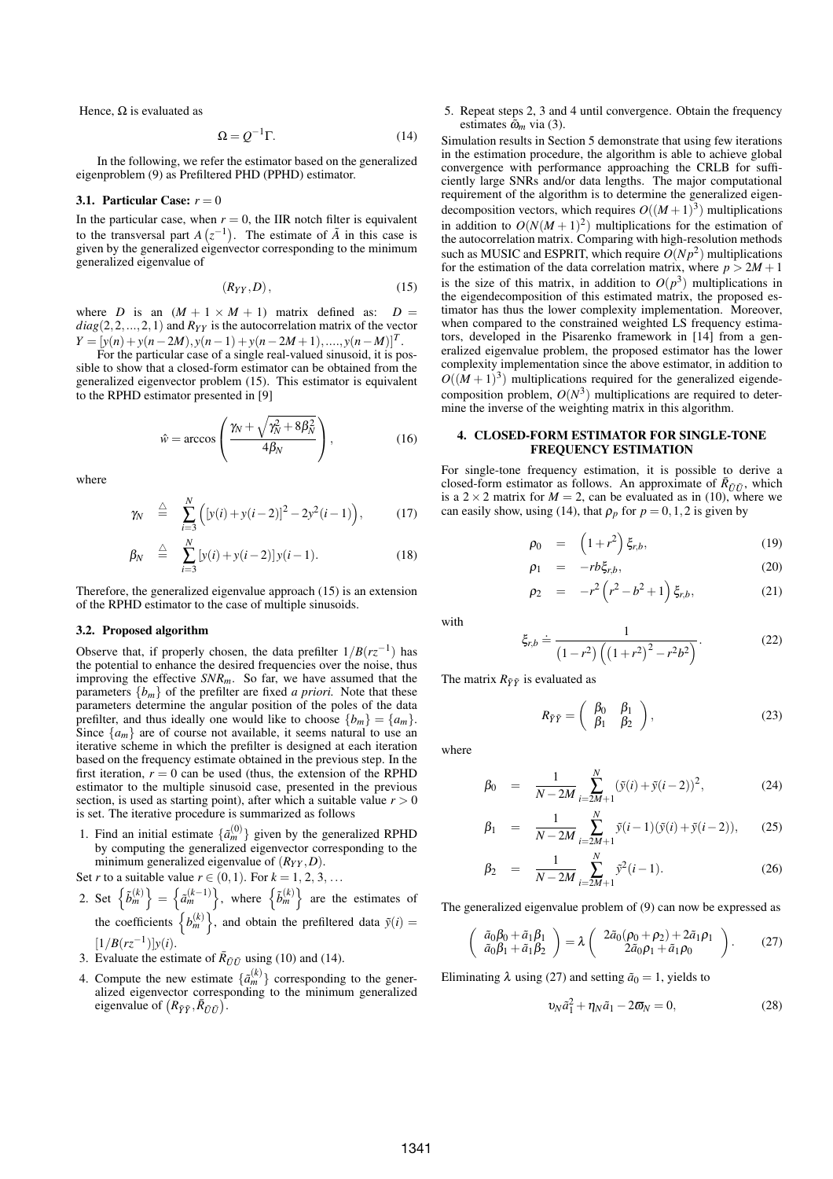Hence, $\Omega$ is evaluated as

$$\Omega = Q^{-1}\Gamma. \tag{14}$$

In the following, we refer the estimator based on the generalized eigenproblem (9) as Prefiltered PHD (PPHD) estimator.

### 3.1. Particular Case: $r = 0$

In the particular case, when $r = 0$, the IIR notch filter is equivalent to the transversal part $A\left(z^{-1}\right)$. The estimate of $\tilde{A}$ in this case is given by the generalized eigenvector corresponding to the minimum generalized eigenvalue of

$$\left(R_{YY}, D\right), \tag{15}$$

where $D$ is an $(M+1 \times M+1)$ matrix defined as: $D = diag(2,2,...,2,1)$ and $R_{YY}$ is the autocorrelation matrix of the vector $Y = [y(n)+y(n-2M), y(n-1)+y(n-2M+1), ...., y(n-M)]^T$.

For the particular case of a single real-valued sinusoid, it is possible to show that a closed-form estimator can be obtained from the generalized eigenvector problem (15). This estimator is equivalent to the RPHD estimator presented in [9]

$$\hat{w} = \arccos\left(\frac{\gamma_N + \sqrt{\gamma_N^2 + 8\beta_N^2}}{4\beta_N}\right), \tag{16}$$

where

$$\gamma_N \ \stackrel{\triangle}{=}\ \sum_{i=3}^{N}\left(\left[y(i)+y(i-2)\right]^2 - 2y^2(i-1)\right), \tag{17}$$

$$\beta_N \ \stackrel{\triangle}{=}\ \sum_{i=3}^{N}\left[y(i)+y(i-2)\right]y(i-1). \tag{18}$$

Therefore, the generalized eigenvalue approach (15) is an extension of the RPHD estimator to the case of multiple sinusoids.

### 3.2. Proposed algorithm

Observe that, if properly chosen, the data prefilter $1/B(rz^{-1})$ has the potential to enhance the desired frequencies over the noise, thus improving the effective $SNR_m$. So far, we have assumed that the parameters $\{b_m\}$ of the prefilter are fixed *a priori.* Note that these parameters determine the angular position of the poles of the data prefilter, and thus ideally one would like to choose $\{b_m\} = \{a_m\}$. Since $\{a_m\}$ are of course not available, it seems natural to use an iterative scheme in which the prefilter is designed at each iteration based on the frequency estimate obtained in the previous step. In the first iteration, $r = 0$ can be used (thus, the extension of the RPHD estimator to the multiple sinusoid case, presented in the previous section, is used as starting point), after which a suitable value $r > 0$ is set. The iterative procedure is summarized as follows

1. Find an initial estimate $\{\tilde{a}_m^{(0)}\}$ given by the generalized RPHD by computing the generalized eigenvector corresponding to the minimum generalized eigenvalue of $(R_{YY}, D)$.

Set $r$ to a suitable value $r \in (0,1)$. For $k = 1, 2, 3, \ldots$

2. Set $\left\{\tilde{b}_m^{(k)}\right\} = \left\{\tilde{a}_m^{(k-1)}\right\}$, where $\left\{\tilde{b}_m^{(k)}\right\}$ are the estimates of the coefficients $\left\{b_m^{(k)}\right\}$, and obtain the prefiltered data $\tilde{y}(i) = [1/B(rz^{-1})]y(i)$.
3. Evaluate the estimate of $\bar{R}_{\tilde{U}\tilde{U}}$ using (10) and (14).
4. Compute the new estimate $\{\tilde{a}_m^{(k)}\}$ corresponding to the generalized eigenvector corresponding to the minimum generalized eigenvalue of $\left(R_{\tilde{Y}\tilde{Y}}, \bar{R}_{\tilde{U}\tilde{U}}\right)$.
5. Repeat steps 2, 3 and 4 until convergence. Obtain the frequency estimates $\tilde{\omega}_m$ via (3).

Simulation results in Section 5 demonstrate that using few iterations in the estimation procedure, the algorithm is able to achieve global convergence with performance approaching the CRLB for sufficiently large SNRs and/or data lengths. The major computational requirement of the algorithm is to determine the generalized eigendecomposition vectors, which requires $O((M+1)^3)$ multiplications in addition to $O(N(M+1)^2)$ multiplications for the estimation of the autocorrelation matrix. Comparing with high-resolution methods such as MUSIC and ESPRIT, which require $O(Np^2)$ multiplications for the estimation of the data correlation matrix, where $p > 2M+1$ is the size of this matrix, in addition to $O(p^3)$ multiplications in the eigendecomposition of this estimated matrix, the proposed estimator has thus the lower complexity implementation. Moreover, when compared to the constrained weighted LS frequency estimators, developed in the Pisarenko framework in [14] from a generalized eigenvalue problem, the proposed estimator has the lower complexity implementation since the above estimator, in addition to $O((M+1)^3)$ multiplications required for the generalized eigendecomposition problem, $O(N^3)$ multiplications are required to determine the inverse of the weighting matrix in this algorithm.

## 4. CLOSED-FORM ESTIMATOR FOR SINGLE-TONE FREQUENCY ESTIMATION

For single-tone frequency estimation, it is possible to derive a closed-form estimator as follows. An approximate of $\bar{R}_{\tilde{U}\tilde{U}}$, which is a $2 \times 2$ matrix for $M = 2$, can be evaluated as in (10), where we can easily show, using (14), that $\rho_p$ for $p = 0, 1, 2$ is given by

$$\rho_0 \ = \ \left(1+r^2\right)\xi_{r,b}, \tag{19}$$

$$\rho_1 \ = \ -rb\xi_{r,b}, \tag{20}$$

$$\rho_2 \ = \ -r^2\left(r^2 - b^2 + 1\right)\xi_{r,b}, \tag{21}$$

with

$$\xi_{r,b} \doteq \frac{1}{\left(1-r^2\right)\left(\left(1+r^2\right)^2 - r^2b^2\right)}. \tag{22}$$

The matrix $R_{\tilde{Y}\tilde{Y}}$ is evaluated as

$$R_{\tilde{Y}\tilde{Y}} = \begin{pmatrix} \beta_0 & \beta_1 \\ \beta_1 & \beta_2 \end{pmatrix}, \tag{23}$$

where

$$\beta_0 \ = \ \frac{1}{N-2M}\sum_{i=2M+1}^{N}\left(\tilde{y}(i)+\tilde{y}(i-2)\right)^2, \tag{24}$$

$$\beta_1 \ = \ \frac{1}{N-2M}\sum_{i=2M+1}^{N}\tilde{y}(i-1)\left(\tilde{y}(i)+\tilde{y}(i-2)\right), \tag{25}$$

$$\beta_2 \ = \ \frac{1}{N-2M}\sum_{i=2M+1}^{N}\tilde{y}^2(i-1). \tag{26}$$

The generalized eigenvalue problem of (9) can now be expressed as

$$\begin{pmatrix} \tilde{a}_0\beta_0 + \tilde{a}_1\beta_1 \\ \tilde{a}_0\beta_1 + \tilde{a}_1\beta_2 \end{pmatrix} = \lambda\begin{pmatrix} 2\tilde{a}_0(\rho_0+\rho_2) + 2\tilde{a}_1\rho_1 \\ 2\tilde{a}_0\rho_1 + \tilde{a}_1\rho_0 \end{pmatrix}. \tag{27}$$

Eliminating $\lambda$ using (27) and setting $\tilde{a}_0 = 1$, yields to

$$\upsilon_N\tilde{a}_1^2 + \eta_N\tilde{a}_1 - 2\varpi_N = 0, \tag{28}$$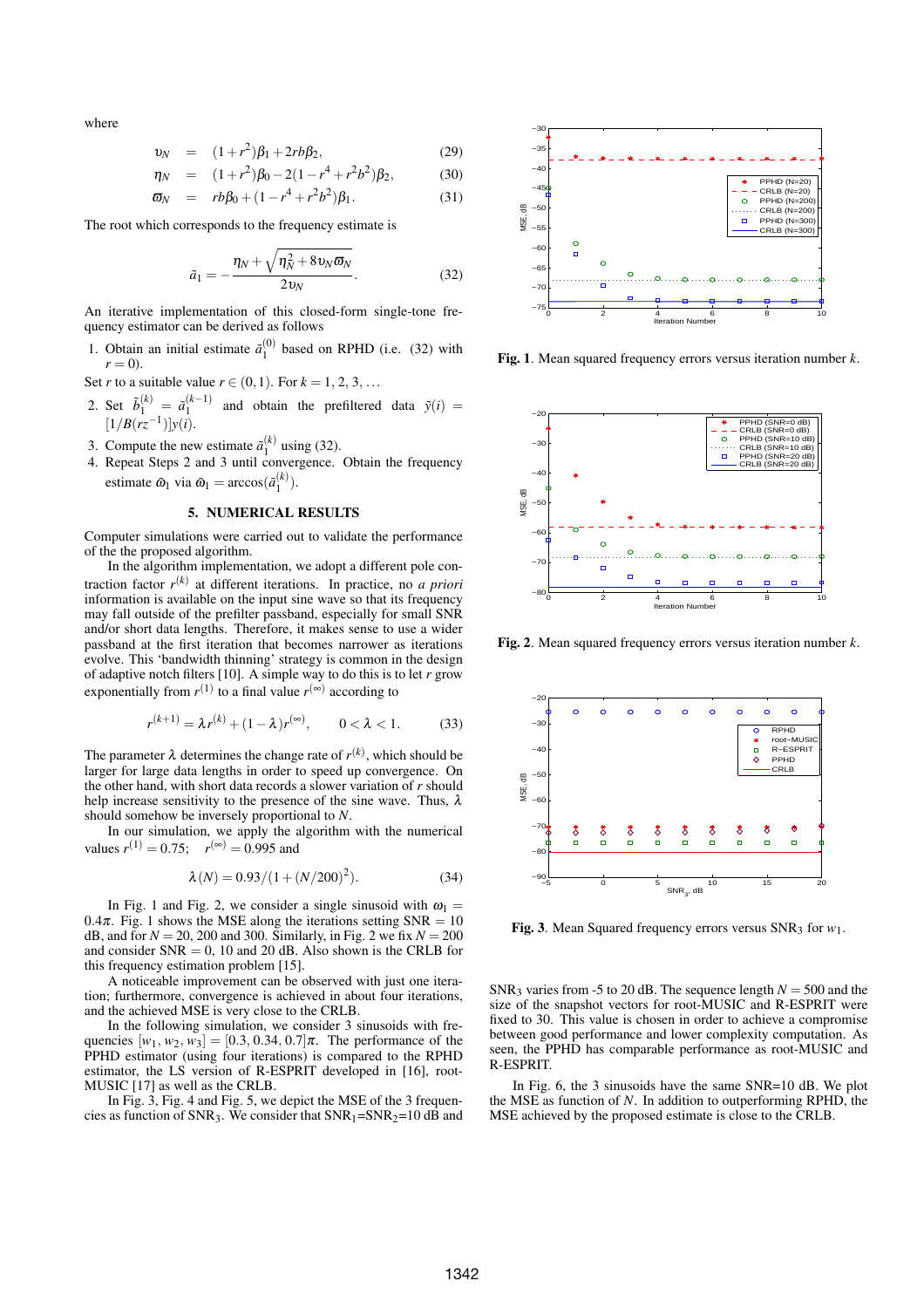where

$$\upsilon_N = (1+r^2)\beta_1 + 2rb\beta_2, \tag{29}$$

$$\eta_N = (1+r^2)\beta_0 - 2(1-r^4+r^2b^2)\beta_2, \tag{30}$$

$$\varpi_N = rb\beta_0 + (1-r^4+r^2b^2)\beta_1. \tag{31}$$

The root which corresponds to the frequency estimate is

$$\tilde{a}_1 = -\frac{\eta_N + \sqrt{\eta_N^2 + 8\upsilon_N \varpi_N}}{2\upsilon_N}. \tag{32}$$

An iterative implementation of this closed-form single-tone frequency estimator can be derived as follows

1. Obtain an initial estimate $\tilde{a}_1^{(0)}$ based on RPHD (i.e. (32) with $r = 0$).

Set $r$ to a suitable value $r \in (0,1)$. For $k = 1, 2, 3, \ldots$

2. Set $\tilde{b}_1^{(k)} = \tilde{a}_1^{(k-1)}$ and obtain the prefiltered data $\tilde{y}(i) = [1/B(rz^{-1})]y(i)$.
3. Compute the new estimate $\tilde{a}_1^{(k)}$ using (32).
4. Repeat Steps 2 and 3 until convergence. Obtain the frequency estimate $\tilde{\omega}_1$ via $\tilde{\omega}_1 = \arccos(\tilde{a}_1^{(k)})$.

## 5. NUMERICAL RESULTS

Computer simulations were carried out to validate the performance of the the proposed algorithm.

In the algorithm implementation, we adopt a different pole contraction factor $r^{(k)}$ at different iterations. In practice, no *a priori* information is available on the input sine wave so that its frequency may fall outside of the prefilter passband, especially for small SNR and/or short data lengths. Therefore, it makes sense to use a wider passband at the first iteration that becomes narrower as iterations evolve. This 'bandwidth thinning' strategy is common in the design of adaptive notch filters [10]. A simple way to do this is to let $r$ grow exponentially from $r^{(1)}$ to a final value $r^{(\infty)}$ according to

$$r^{(k+1)} = \lambda r^{(k)} + (1-\lambda)r^{(\infty)}, \qquad 0 < \lambda < 1. \tag{33}$$

The parameter $\lambda$ determines the change rate of $r^{(k)}$, which should be larger for large data lengths in order to speed up convergence. On the other hand, with short data records a slower variation of $r$ should help increase sensitivity to the presence of the sine wave. Thus, $\lambda$ should somehow be inversely proportional to $N$.

In our simulation, we apply the algorithm with the numerical values $r^{(1)} = 0.75$; $r^{(\infty)} = 0.995$ and

$$\lambda(N) = 0.93/(1+(N/200)^2). \tag{34}$$

In Fig. 1 and Fig. 2, we consider a single sinusoid with $\omega_1 = 0.4\pi$. Fig. 1 shows the MSE along the iterations setting SNR = 10 dB, and for $N = 20$, 200 and 300. Similarly, in Fig. 2 we fix $N = 200$ and consider SNR = 0, 10 and 20 dB. Also shown is the CRLB for this frequency estimation problem [15].

A noticeable improvement can be observed with just one iteration; furthermore, convergence is achieved in about four iterations, and the achieved MSE is very close to the CRLB.

In the following simulation, we consider 3 sinusoids with frequencies $[w_1, w_2, w_3] = [0.3, 0.34, 0.7]\pi$. The performance of the PPHD estimator (using four iterations) is compared to the RPHD estimator, the LS version of R-ESPRIT developed in [16], root-MUSIC [17] as well as the CRLB.

In Fig. 3, Fig. 4 and Fig. 5, we depict the MSE of the 3 frequencies as function of $\text{SNR}_3$. We consider that $\text{SNR}_1$=$\text{SNR}_2$=10 dB and

**Fig. 1**. Mean squared frequency errors versus iteration number $k$.

**Fig. 2**. Mean squared frequency errors versus iteration number $k$.

**Fig. 3**. Mean Squared frequency errors versus $\text{SNR}_3$ for $w_1$.

$\text{SNR}_3$ varies from -5 to 20 dB. The sequence length $N = 500$ and the size of the snapshot vectors for root-MUSIC and R-ESPRIT were fixed to 30. This value is chosen in order to achieve a compromise between good performance and lower complexity computation. As seen, the PPHD has comparable performance as root-MUSIC and R-ESPRIT.

In Fig. 6, the 3 sinusoids have the same SNR=10 dB. We plot the MSE as function of $N$. In addition to outperforming RPHD, the MSE achieved by the proposed estimate is close to the CRLB.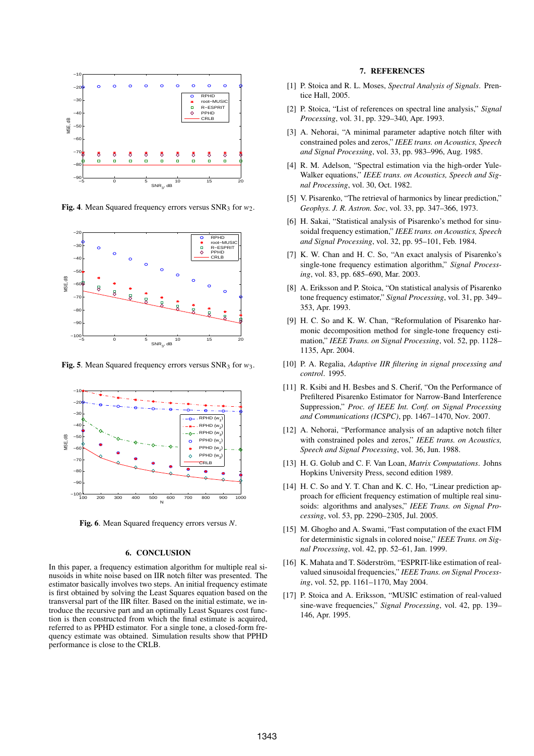−10
−20
−30
−40
−50
−60
−70
−80
−90
MSE, dB
−5
0
5
10
15
20
$SNR_3$, dB
RPHD
root−MUSIC
R−ESPRIT
PPHD
CRLB

**Fig. 4**. Mean Squared frequency errors versus $SNR_3$ for $w_2$.

−20
−30
−40
−50
−60
−70
−80
−90
−100
MSE, dB
−5
0
5
10
15
20
$SNR_3$, dB
RPHD
root−MUSIC
R−ESPRIT
PPHD
CRLB

**Fig. 5**. Mean Squared frequency errors versus $SNR_3$ for $w_3$.

−10
−20
−30
−40
−50
−60
−70
−80
−90
−100
MSE, dB
100
200
300
400
500
600
700
800
900
1000
N
RPHD ($w_1$)
RPHD ($w_2$)
RPHD ($w_3$)
PPHD ($w_1$)
PPHD ($w_2$)
PPHD ($w_3$)
CRLB

**Fig. 6**. Mean Squared frequency errors versus $N$.

## 6. CONCLUSION

In this paper, a frequency estimation algorithm for multiple real sinusoids in white noise based on IIR notch filter was presented. The estimator basically involves two steps. An initial frequency estimate is first obtained by solving the Least Squares equation based on the transversal part of the IIR filter. Based on the initial estimate, we introduce the recursive part and an optimally Least Squares cost function is then constructed from which the final estimate is acquired, referred to as PPHD estimator. For a single tone, a closed-form frequency estimate was obtained. Simulation results show that PPHD performance is close to the CRLB.

## 7. REFERENCES

[1] P. Stoica and R. L. Moses, *Spectral Analysis of Signals*. Prentice Hall, 2005.

[2] P. Stoica, "List of references on spectral line analysis," *Signal Processing*, vol. 31, pp. 329–340, Apr. 1993.

[3] A. Nehorai, "A minimal parameter adaptive notch filter with constrained poles and zeros," *IEEE trans. on Acoustics, Speech and Signal Processing*, vol. 33, pp. 983–996, Aug. 1985.

[4] R. M. Adelson, "Spectral estimation via the high-order Yule-Walker equations," *IEEE trans. on Acoustics, Speech and Signal Processing*, vol. 30, Oct. 1982.

[5] V. Pisarenko, "The retrieval of harmonics by linear prediction," *Geophys. J. R. Astron. Soc*, vol. 33, pp. 347–366, 1973.

[6] H. Sakai, "Statistical analysis of Pisarenko's method for sinusoidal frequency estimation," *IEEE trans. on Acoustics, Speech and Signal Processing*, vol. 32, pp. 95–101, Feb. 1984.

[7] K. W. Chan and H. C. So, "An exact analysis of Pisarenko's single-tone frequency estimation algorithm," *Signal Processing*, vol. 83, pp. 685–690, Mar. 2003.

[8] A. Eriksson and P. Stoica, "On statistical analysis of Pisarenko tone frequency estimator," *Signal Processing*, vol. 31, pp. 349–353, Apr. 1993.

[9] H. C. So and K. W. Chan, "Reformulation of Pisarenko harmonic decomposition method for single-tone frequency estimation," *IEEE Trans. on Signal Processing*, vol. 52, pp. 1128–1135, Apr. 2004.

[10] P. A. Regalia, *Adaptive IIR filtering in signal processing and control*. 1995.

[11] R. Ksibi and H. Besbes and S. Cherif, "On the Performance of Prefiltered Pisarenko Estimator for Narrow-Band Interference Suppression," *Proc. of IEEE Int. Conf. on Signal Processing and Communications (ICSPC)*, pp. 1467–1470, Nov. 2007.

[12] A. Nehorai, "Performance analysis of an adaptive notch filter with constrained poles and zeros," *IEEE trans. on Acoustics, Speech and Signal Processing*, vol. 36, Jun. 1988.

[13] H. G. Golub and C. F. Van Loan, *Matrix Computations*. Johns Hopkins University Press, second edition 1989.

[14] H. C. So and Y. T. Chan and K. C. Ho, "Linear prediction approach for efficient frequency estimation of multiple real sinusoids: algorithms and analyses," *IEEE Trans. on Signal Processing*, vol. 53, pp. 2290–2305, Jul. 2005.

[15] M. Ghogho and A. Swami, "Fast computation of the exact FIM for deterministic signals in colored noise," *IEEE Trans. on Signal Processing*, vol. 42, pp. 52–61, Jan. 1999.

[16] K. Mahata and T. Söderström, "ESPRIT-like estimation of real-valued sinusoidal frequencies," *IEEE Trans. on Signal Processing*, vol. 52, pp. 1161–1170, May 2004.

[17] P. Stoica and A. Eriksson, "MUSIC estimation of real-valued sine-wave frequencies," *Signal Processing*, vol. 42, pp. 139–146, Apr. 1995.